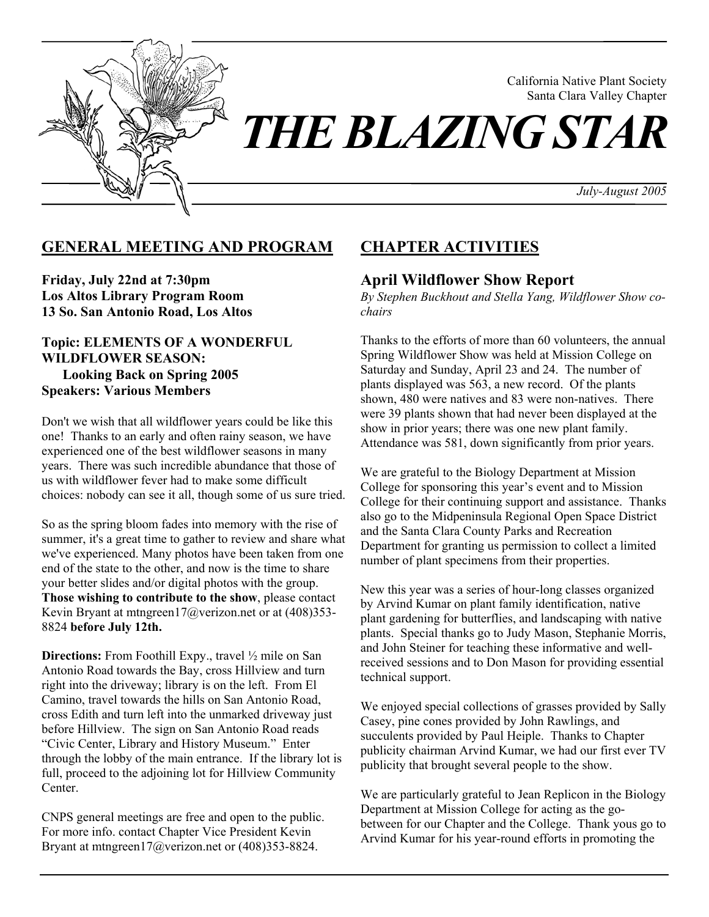California Native Plant Society
Santa Clara Valley Chapter

# THE BLAZING STAR

*July-August 2005*

## GENERAL MEETING AND PROGRAM

**Friday, July 22nd at 7:30pm**
**Los Altos Library Program Room**
**13 So. San Antonio Road, Los Altos**

**Topic: ELEMENTS OF A WONDERFUL WILDFLOWER SEASON:**
**Looking Back on Spring 2005**
**Speakers: Various Members**

Don't we wish that all wildflower years could be like this one! Thanks to an early and often rainy season, we have experienced one of the best wildflower seasons in many years. There was such incredible abundance that those of us with wildflower fever had to make some difficult choices: nobody can see it all, though some of us sure tried.

So as the spring bloom fades into memory with the rise of summer, it's a great time to gather to review and share what we've experienced. Many photos have been taken from one end of the state to the other, and now is the time to share your better slides and/or digital photos with the group. **Those wishing to contribute to the show**, please contact Kevin Bryant at mtngreen17@verizon.net or at (408)353-8824 **before July 12th.**

**Directions:** From Foothill Expy., travel ½ mile on San Antonio Road towards the Bay, cross Hillview and turn right into the driveway; library is on the left. From El Camino, travel towards the hills on San Antonio Road, cross Edith and turn left into the unmarked driveway just before Hillview. The sign on San Antonio Road reads "Civic Center, Library and History Museum." Enter through the lobby of the main entrance. If the library lot is full, proceed to the adjoining lot for Hillview Community Center.

CNPS general meetings are free and open to the public. For more info. contact Chapter Vice President Kevin Bryant at mtngreen17@verizon.net or (408)353-8824.

## CHAPTER ACTIVITIES

### April Wildflower Show Report

*By Stephen Buckhout and Stella Yang, Wildflower Show co-chairs*

Thanks to the efforts of more than 60 volunteers, the annual Spring Wildflower Show was held at Mission College on Saturday and Sunday, April 23 and 24. The number of plants displayed was 563, a new record. Of the plants shown, 480 were natives and 83 were non-natives. There were 39 plants shown that had never been displayed at the show in prior years; there was one new plant family. Attendance was 581, down significantly from prior years.

We are grateful to the Biology Department at Mission College for sponsoring this year's event and to Mission College for their continuing support and assistance. Thanks also go to the Midpeninsula Regional Open Space District and the Santa Clara County Parks and Recreation Department for granting us permission to collect a limited number of plant specimens from their properties.

New this year was a series of hour-long classes organized by Arvind Kumar on plant family identification, native plant gardening for butterflies, and landscaping with native plants. Special thanks go to Judy Mason, Stephanie Morris, and John Steiner for teaching these informative and well-received sessions and to Don Mason for providing essential technical support.

We enjoyed special collections of grasses provided by Sally Casey, pine cones provided by John Rawlings, and succulents provided by Paul Heiple. Thanks to Chapter publicity chairman Arvind Kumar, we had our first ever TV publicity that brought several people to the show.

We are particularly grateful to Jean Replicon in the Biology Department at Mission College for acting as the go-between for our Chapter and the College. Thank yous go to Arvind Kumar for his year-round efforts in promoting the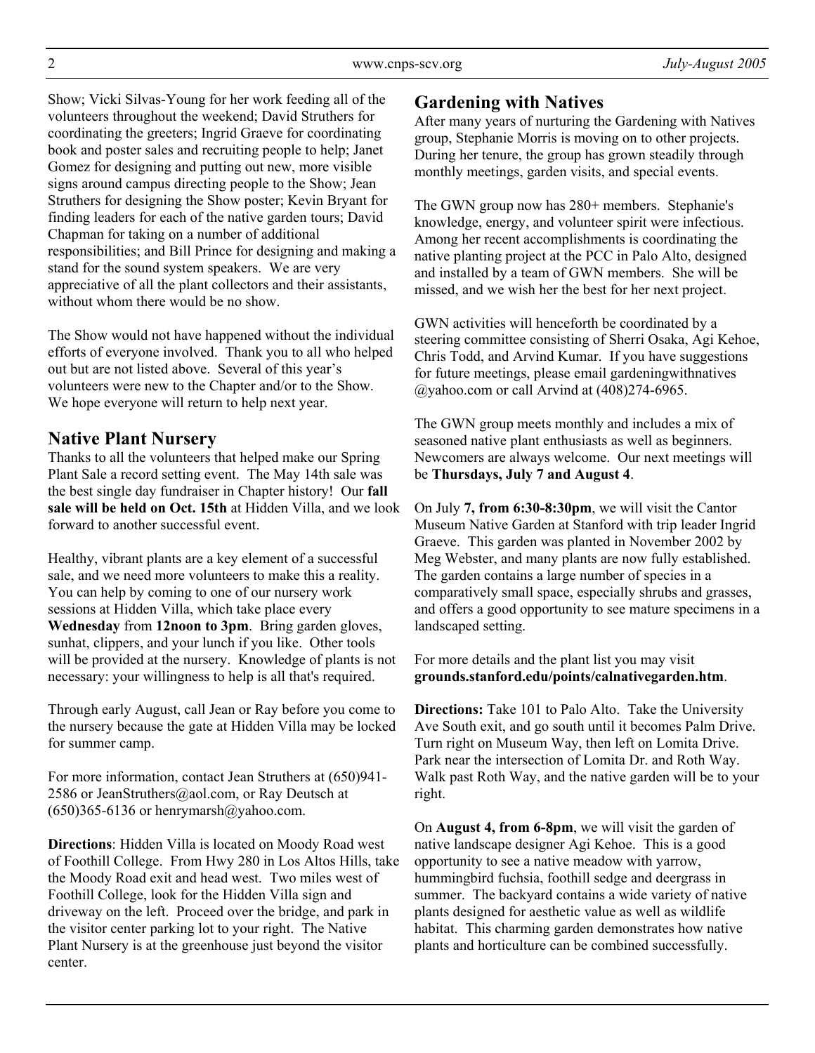Show; Vicki Silvas-Young for her work feeding all of the volunteers throughout the weekend; David Struthers for coordinating the greeters; Ingrid Graeve for coordinating book and poster sales and recruiting people to help; Janet Gomez for designing and putting out new, more visible signs around campus directing people to the Show; Jean Struthers for designing the Show poster; Kevin Bryant for finding leaders for each of the native garden tours; David Chapman for taking on a number of additional responsibilities; and Bill Prince for designing and making a stand for the sound system speakers. We are very appreciative of all the plant collectors and their assistants, without whom there would be no show.

The Show would not have happened without the individual efforts of everyone involved. Thank you to all who helped out but are not listed above. Several of this year's volunteers were new to the Chapter and/or to the Show. We hope everyone will return to help next year.

## Native Plant Nursery

Thanks to all the volunteers that helped make our Spring Plant Sale a record setting event. The May 14th sale was the best single day fundraiser in Chapter history! Our **fall sale will be held on Oct. 15th** at Hidden Villa, and we look forward to another successful event.

Healthy, vibrant plants are a key element of a successful sale, and we need more volunteers to make this a reality. You can help by coming to one of our nursery work sessions at Hidden Villa, which take place every **Wednesday** from **12noon to 3pm**. Bring garden gloves, sunhat, clippers, and your lunch if you like. Other tools will be provided at the nursery. Knowledge of plants is not necessary: your willingness to help is all that's required.

Through early August, call Jean or Ray before you come to the nursery because the gate at Hidden Villa may be locked for summer camp.

For more information, contact Jean Struthers at (650)941-2586 or JeanStruthers@aol.com, or Ray Deutsch at (650)365-6136 or henrymarsh@yahoo.com.

**Directions**: Hidden Villa is located on Moody Road west of Foothill College. From Hwy 280 in Los Altos Hills, take the Moody Road exit and head west. Two miles west of Foothill College, look for the Hidden Villa sign and driveway on the left. Proceed over the bridge, and park in the visitor center parking lot to your right. The Native Plant Nursery is at the greenhouse just beyond the visitor center.

## Gardening with Natives

After many years of nurturing the Gardening with Natives group, Stephanie Morris is moving on to other projects. During her tenure, the group has grown steadily through monthly meetings, garden visits, and special events.

The GWN group now has 280+ members. Stephanie's knowledge, energy, and volunteer spirit were infectious. Among her recent accomplishments is coordinating the native planting project at the PCC in Palo Alto, designed and installed by a team of GWN members. She will be missed, and we wish her the best for her next project.

GWN activities will henceforth be coordinated by a steering committee consisting of Sherri Osaka, Agi Kehoe, Chris Todd, and Arvind Kumar. If you have suggestions for future meetings, please email gardeningwithnatives @yahoo.com or call Arvind at (408)274-6965.

The GWN group meets monthly and includes a mix of seasoned native plant enthusiasts as well as beginners. Newcomers are always welcome. Our next meetings will be **Thursdays, July 7 and August 4**.

On July **7, from 6:30-8:30pm**, we will visit the Cantor Museum Native Garden at Stanford with trip leader Ingrid Graeve. This garden was planted in November 2002 by Meg Webster, and many plants are now fully established. The garden contains a large number of species in a comparatively small space, especially shrubs and grasses, and offers a good opportunity to see mature specimens in a landscaped setting.

For more details and the plant list you may visit **grounds.stanford.edu/points/calnativegarden.htm**.

**Directions:** Take 101 to Palo Alto. Take the University Ave South exit, and go south until it becomes Palm Drive. Turn right on Museum Way, then left on Lomita Drive. Park near the intersection of Lomita Dr. and Roth Way. Walk past Roth Way, and the native garden will be to your right.

On **August 4, from 6-8pm**, we will visit the garden of native landscape designer Agi Kehoe. This is a good opportunity to see a native meadow with yarrow, hummingbird fuchsia, foothill sedge and deergrass in summer. The backyard contains a wide variety of native plants designed for aesthetic value as well as wildlife habitat. This charming garden demonstrates how native plants and horticulture can be combined successfully.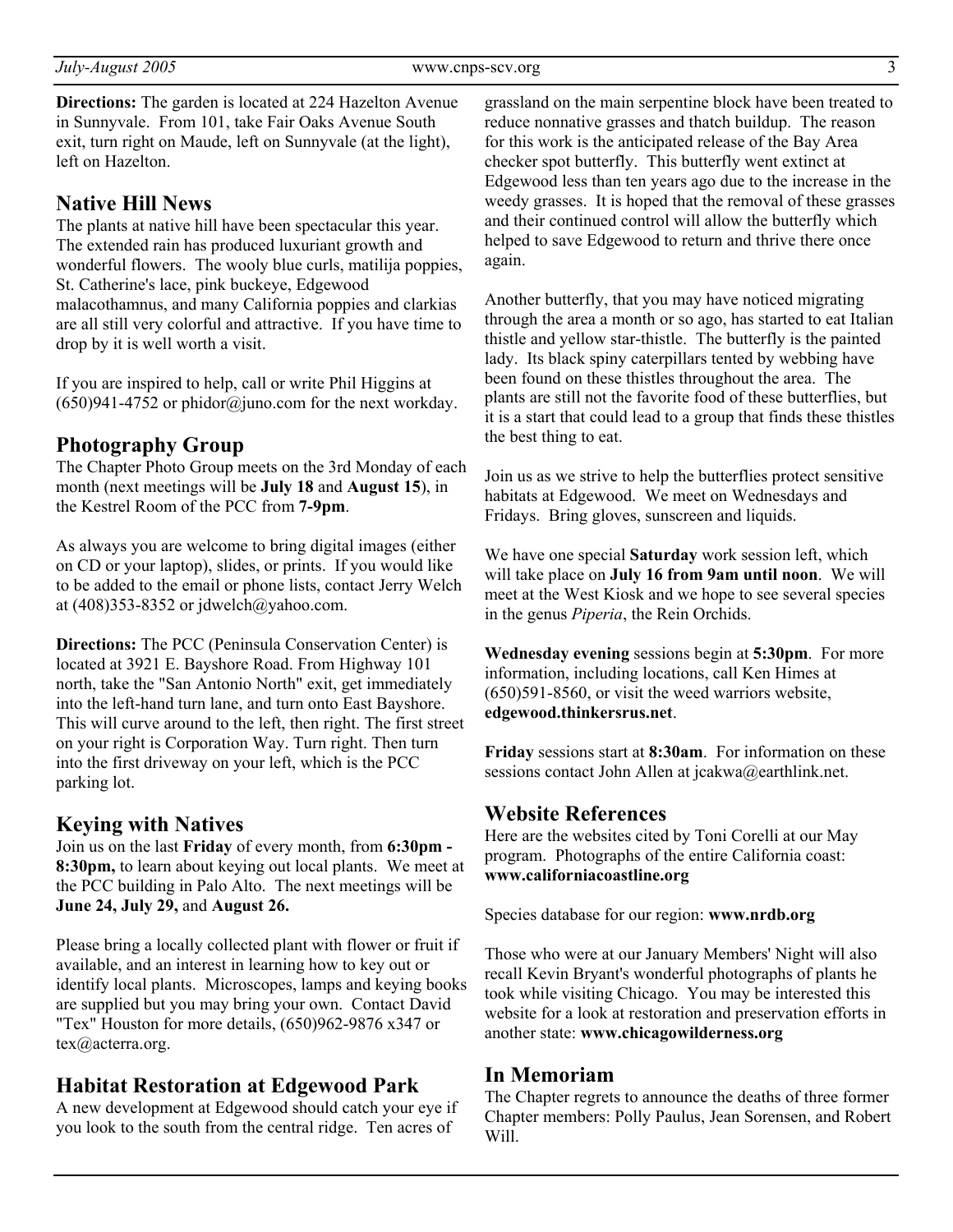**Directions:** The garden is located at 224 Hazelton Avenue in Sunnyvale. From 101, take Fair Oaks Avenue South exit, turn right on Maude, left on Sunnyvale (at the light), left on Hazelton.

## Native Hill News

The plants at native hill have been spectacular this year. The extended rain has produced luxuriant growth and wonderful flowers. The wooly blue curls, matilija poppies, St. Catherine's lace, pink buckeye, Edgewood malacothamnus, and many California poppies and clarkias are all still very colorful and attractive. If you have time to drop by it is well worth a visit.

If you are inspired to help, call or write Phil Higgins at (650)941-4752 or phidor@juno.com for the next workday.

## Photography Group

The Chapter Photo Group meets on the 3rd Monday of each month (next meetings will be **July 18** and **August 15**), in the Kestrel Room of the PCC from **7-9pm**.

As always you are welcome to bring digital images (either on CD or your laptop), slides, or prints. If you would like to be added to the email or phone lists, contact Jerry Welch at (408)353-8352 or jdwelch@yahoo.com.

**Directions:** The PCC (Peninsula Conservation Center) is located at 3921 E. Bayshore Road. From Highway 101 north, take the "San Antonio North" exit, get immediately into the left-hand turn lane, and turn onto East Bayshore. This will curve around to the left, then right. The first street on your right is Corporation Way. Turn right. Then turn into the first driveway on your left, which is the PCC parking lot.

## Keying with Natives

Join us on the last **Friday** of every month, from **6:30pm - 8:30pm,** to learn about keying out local plants. We meet at the PCC building in Palo Alto. The next meetings will be **June 24, July 29,** and **August 26.**

Please bring a locally collected plant with flower or fruit if available, and an interest in learning how to key out or identify local plants. Microscopes, lamps and keying books are supplied but you may bring your own. Contact David "Tex" Houston for more details, (650)962-9876 x347 or tex@acterra.org.

## Habitat Restoration at Edgewood Park

A new development at Edgewood should catch your eye if you look to the south from the central ridge. Ten acres of grassland on the main serpentine block have been treated to reduce nonnative grasses and thatch buildup. The reason for this work is the anticipated release of the Bay Area checker spot butterfly. This butterfly went extinct at Edgewood less than ten years ago due to the increase in the weedy grasses. It is hoped that the removal of these grasses and their continued control will allow the butterfly which helped to save Edgewood to return and thrive there once again.

Another butterfly, that you may have noticed migrating through the area a month or so ago, has started to eat Italian thistle and yellow star-thistle. The butterfly is the painted lady. Its black spiny caterpillars tented by webbing have been found on these thistles throughout the area. The plants are still not the favorite food of these butterflies, but it is a start that could lead to a group that finds these thistles the best thing to eat.

Join us as we strive to help the butterflies protect sensitive habitats at Edgewood. We meet on Wednesdays and Fridays. Bring gloves, sunscreen and liquids.

We have one special **Saturday** work session left, which will take place on **July 16 from 9am until noon**. We will meet at the West Kiosk and we hope to see several species in the genus *Piperia*, the Rein Orchids.

**Wednesday evening** sessions begin at **5:30pm**. For more information, including locations, call Ken Himes at (650)591-8560, or visit the weed warriors website, **edgewood.thinkersrus.net**.

**Friday** sessions start at **8:30am**. For information on these sessions contact John Allen at jcakwa@earthlink.net.

## Website References

Here are the websites cited by Toni Corelli at our May program. Photographs of the entire California coast: **www.californiacoastline.org**

Species database for our region: **www.nrdb.org**

Those who were at our January Members' Night will also recall Kevin Bryant's wonderful photographs of plants he took while visiting Chicago. You may be interested this website for a look at restoration and preservation efforts in another state: **www.chicagowilderness.org**

## In Memoriam

The Chapter regrets to announce the deaths of three former Chapter members: Polly Paulus, Jean Sorensen, and Robert Will.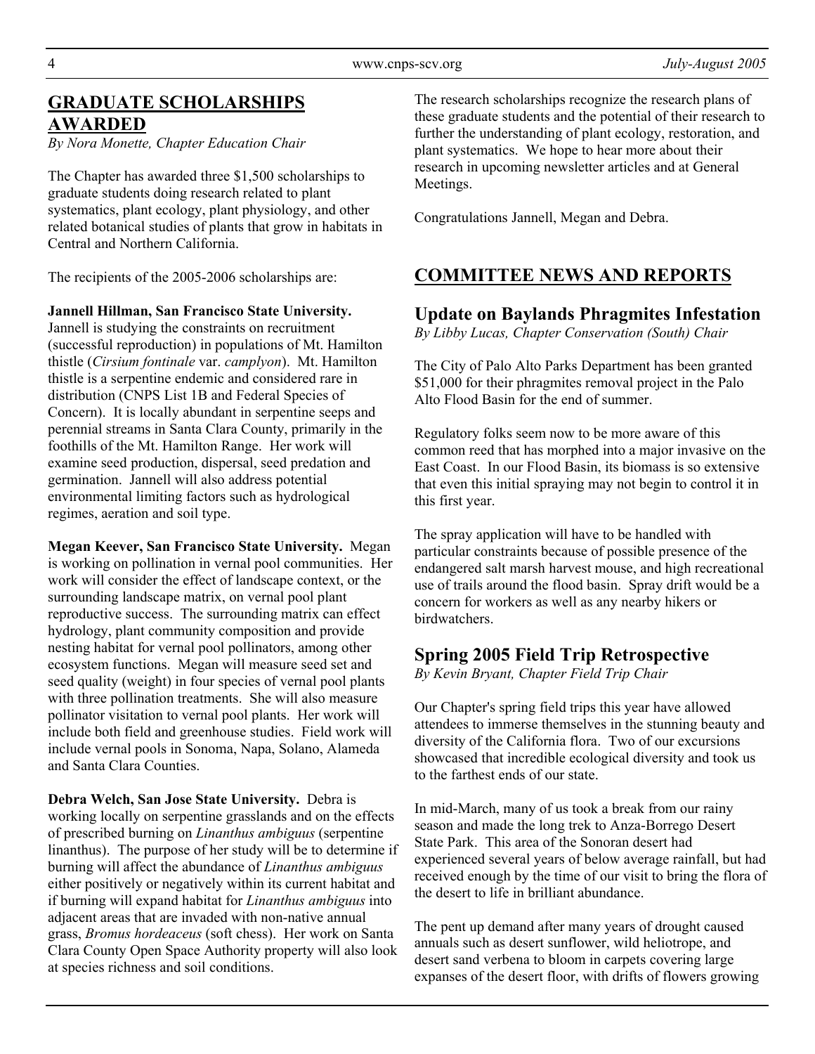## GRADUATE SCHOLARSHIPS AWARDED

*By Nora Monette, Chapter Education Chair*

The Chapter has awarded three $1,500 scholarships to graduate students doing research related to plant systematics, plant ecology, plant physiology, and other related botanical studies of plants that grow in habitats in Central and Northern California.

The recipients of the 2005-2006 scholarships are:

**Jannell Hillman, San Francisco State University.** Jannell is studying the constraints on recruitment (successful reproduction) in populations of Mt. Hamilton thistle (*Cirsium fontinale* var. *camplyon*). Mt. Hamilton thistle is a serpentine endemic and considered rare in distribution (CNPS List 1B and Federal Species of Concern). It is locally abundant in serpentine seeps and perennial streams in Santa Clara County, primarily in the foothills of the Mt. Hamilton Range. Her work will examine seed production, dispersal, seed predation and germination. Jannell will also address potential environmental limiting factors such as hydrological regimes, aeration and soil type.

**Megan Keever, San Francisco State University.** Megan is working on pollination in vernal pool communities. Her work will consider the effect of landscape context, or the surrounding landscape matrix, on vernal pool plant reproductive success. The surrounding matrix can effect hydrology, plant community composition and provide nesting habitat for vernal pool pollinators, among other ecosystem functions. Megan will measure seed set and seed quality (weight) in four species of vernal pool plants with three pollination treatments. She will also measure pollinator visitation to vernal pool plants. Her work will include both field and greenhouse studies. Field work will include vernal pools in Sonoma, Napa, Solano, Alameda and Santa Clara Counties.

**Debra Welch, San Jose State University.** Debra is working locally on serpentine grasslands and on the effects of prescribed burning on *Linanthus ambiguus* (serpentine linanthus). The purpose of her study will be to determine if burning will affect the abundance of *Linanthus ambiguus* either positively or negatively within its current habitat and if burning will expand habitat for *Linanthus ambiguus* into adjacent areas that are invaded with non-native annual grass, *Bromus hordeaceus* (soft chess). Her work on Santa Clara County Open Space Authority property will also look at species richness and soil conditions.

The research scholarships recognize the research plans of these graduate students and the potential of their research to further the understanding of plant ecology, restoration, and plant systematics. We hope to hear more about their research in upcoming newsletter articles and at General Meetings.

Congratulations Jannell, Megan and Debra.

## COMMITTEE NEWS AND REPORTS

### Update on Baylands Phragmites Infestation

*By Libby Lucas, Chapter Conservation (South) Chair*

The City of Palo Alto Parks Department has been granted $51,000 for their phragmites removal project in the Palo Alto Flood Basin for the end of summer.

Regulatory folks seem now to be more aware of this common reed that has morphed into a major invasive on the East Coast. In our Flood Basin, its biomass is so extensive that even this initial spraying may not begin to control it in this first year.

The spray application will have to be handled with particular constraints because of possible presence of the endangered salt marsh harvest mouse, and high recreational use of trails around the flood basin. Spray drift would be a concern for workers as well as any nearby hikers or birdwatchers.

### Spring 2005 Field Trip Retrospective

*By Kevin Bryant, Chapter Field Trip Chair*

Our Chapter's spring field trips this year have allowed attendees to immerse themselves in the stunning beauty and diversity of the California flora. Two of our excursions showcased that incredible ecological diversity and took us to the farthest ends of our state.

In mid-March, many of us took a break from our rainy season and made the long trek to Anza-Borrego Desert State Park. This area of the Sonoran desert had experienced several years of below average rainfall, but had received enough by the time of our visit to bring the flora of the desert to life in brilliant abundance.

The pent up demand after many years of drought caused annuals such as desert sunflower, wild heliotrope, and desert sand verbena to bloom in carpets covering large expanses of the desert floor, with drifts of flowers growing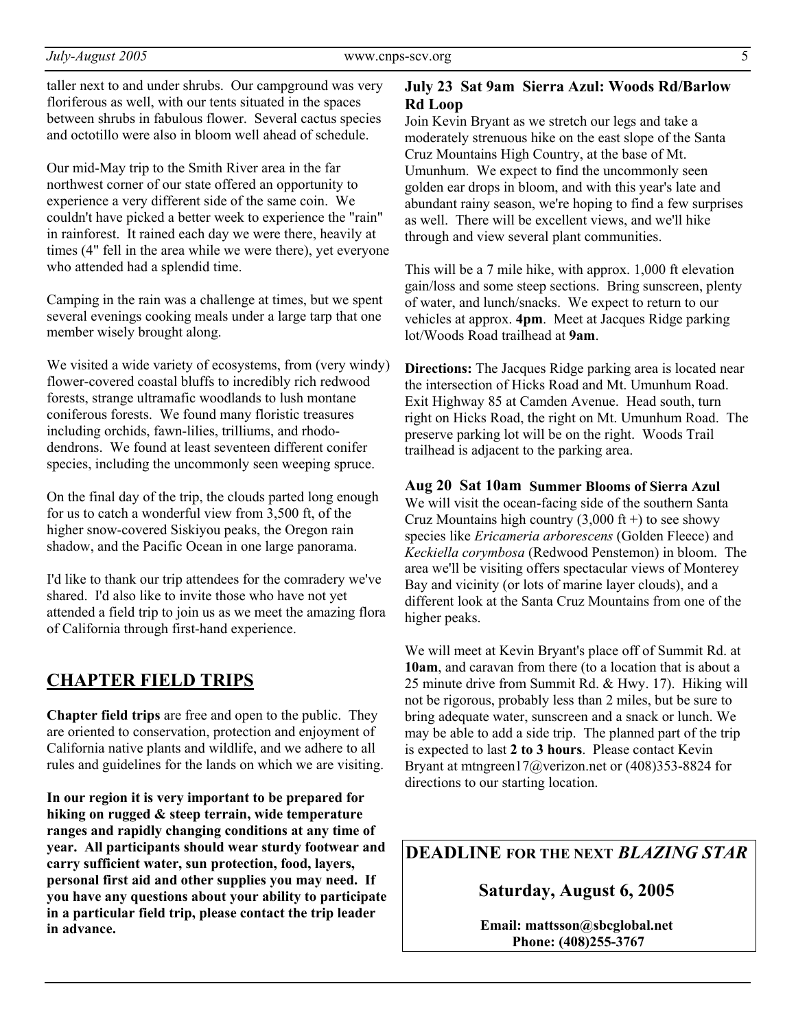taller next to and under shrubs. Our campground was very floriferous as well, with our tents situated in the spaces between shrubs in fabulous flower. Several cactus species and octotillo were also in bloom well ahead of schedule.

Our mid-May trip to the Smith River area in the far northwest corner of our state offered an opportunity to experience a very different side of the same coin. We couldn't have picked a better week to experience the "rain" in rainforest. It rained each day we were there, heavily at times (4" fell in the area while we were there), yet everyone who attended had a splendid time.

Camping in the rain was a challenge at times, but we spent several evenings cooking meals under a large tarp that one member wisely brought along.

We visited a wide variety of ecosystems, from (very windy) flower-covered coastal bluffs to incredibly rich redwood forests, strange ultramafic woodlands to lush montane coniferous forests. We found many floristic treasures including orchids, fawn-lilies, trilliums, and rhododendrons. We found at least seventeen different conifer species, including the uncommonly seen weeping spruce.

On the final day of the trip, the clouds parted long enough for us to catch a wonderful view from 3,500 ft, of the higher snow-covered Siskiyou peaks, the Oregon rain shadow, and the Pacific Ocean in one large panorama.

I'd like to thank our trip attendees for the comradery we've shared. I'd also like to invite those who have not yet attended a field trip to join us as we meet the amazing flora of California through first-hand experience.

## CHAPTER FIELD TRIPS

**Chapter field trips** are free and open to the public. They are oriented to conservation, protection and enjoyment of California native plants and wildlife, and we adhere to all rules and guidelines for the lands on which we are visiting.

**In our region it is very important to be prepared for hiking on rugged & steep terrain, wide temperature ranges and rapidly changing conditions at any time of year. All participants should wear sturdy footwear and carry sufficient water, sun protection, food, layers, personal first aid and other supplies you may need. If you have any questions about your ability to participate in a particular field trip, please contact the trip leader in advance.**

### July 23 Sat 9am Sierra Azul: Woods Rd/Barlow Rd Loop

Join Kevin Bryant as we stretch our legs and take a moderately strenuous hike on the east slope of the Santa Cruz Mountains High Country, at the base of Mt. Umunhum. We expect to find the uncommonly seen golden ear drops in bloom, and with this year's late and abundant rainy season, we're hoping to find a few surprises as well. There will be excellent views, and we'll hike through and view several plant communities.

This will be a 7 mile hike, with approx. 1,000 ft elevation gain/loss and some steep sections. Bring sunscreen, plenty of water, and lunch/snacks. We expect to return to our vehicles at approx. **4pm**. Meet at Jacques Ridge parking lot/Woods Road trailhead at **9am**.

**Directions:** The Jacques Ridge parking area is located near the intersection of Hicks Road and Mt. Umunhum Road. Exit Highway 85 at Camden Avenue. Head south, turn right on Hicks Road, the right on Mt. Umunhum Road. The preserve parking lot will be on the right. Woods Trail trailhead is adjacent to the parking area.

### Aug 20 Sat 10am Summer Blooms of Sierra Azul

We will visit the ocean-facing side of the southern Santa Cruz Mountains high country (3,000 ft +) to see showy species like *Ericameria arborescens* (Golden Fleece) and *Keckiella corymbosa* (Redwood Penstemon) in bloom. The area we'll be visiting offers spectacular views of Monterey Bay and vicinity (or lots of marine layer clouds), and a different look at the Santa Cruz Mountains from one of the higher peaks.

We will meet at Kevin Bryant's place off of Summit Rd. at **10am**, and caravan from there (to a location that is about a 25 minute drive from Summit Rd. & Hwy. 17). Hiking will not be rigorous, probably less than 2 miles, but be sure to bring adequate water, sunscreen and a snack or lunch. We may be able to add a side trip. The planned part of the trip is expected to last **2 to 3 hours**. Please contact Kevin Bryant at mtngreen17@verizon.net or (408)353-8824 for directions to our starting location.

**DEADLINE FOR THE NEXT *BLAZING STAR***

**Saturday, August 6, 2005**

**Email: mattsson@sbcglobal.net**
**Phone: (408)255-3767**